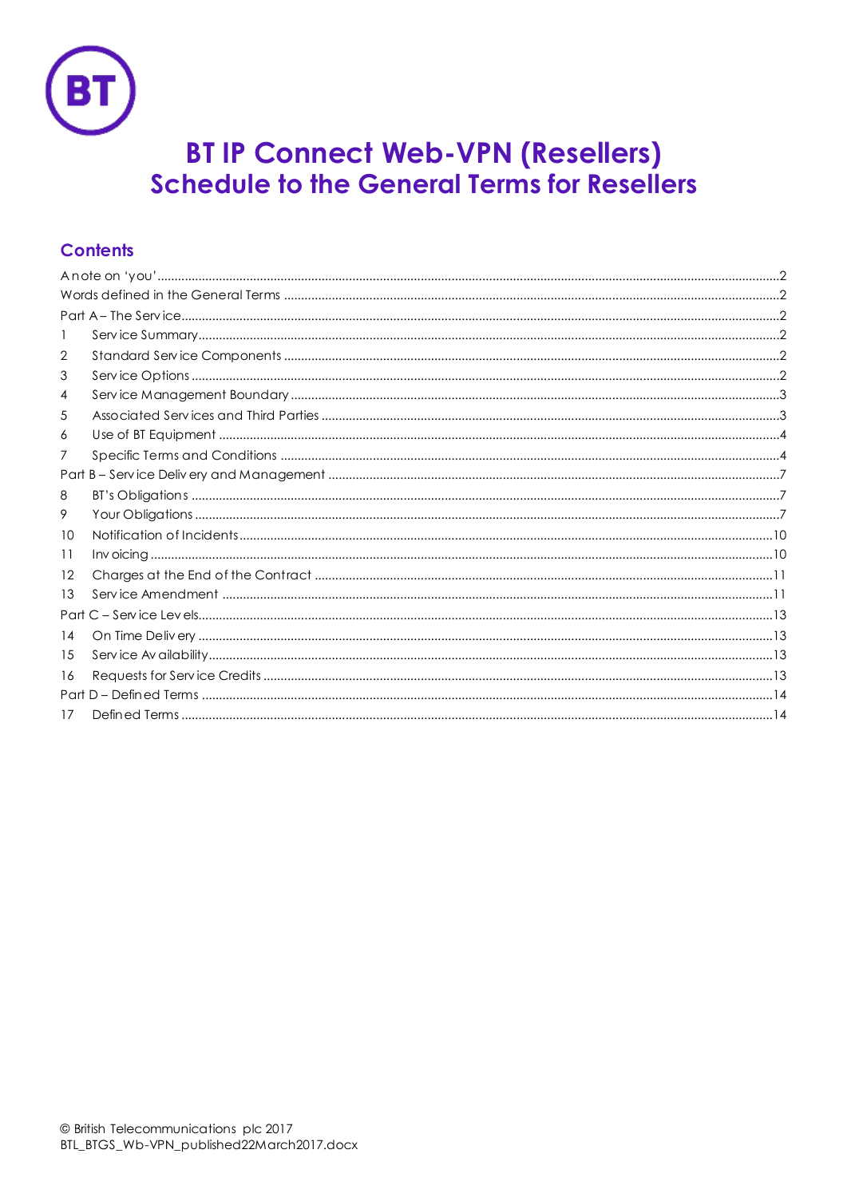# BT IP Connect Web-VPN (Resellers)
## Schedule to the General Terms for Resellers

### Contents

A note on 'you' .......... 2
Words defined in the General Terms .......... 2
Part A – The Service .......... 2
1 Service Summary .......... 2
2 Standard Service Components .......... 2
3 Service Options .......... 2
4 Service Management Boundary .......... 3
5 Associated Services and Third Parties .......... 3
6 Use of BT Equipment .......... 4
7 Specific Terms and Conditions .......... 4
Part B – Service Delivery and Management .......... 7
8 BT's Obligations .......... 7
9 Your Obligations .......... 7
10 Notification of Incidents .......... 10
11 Invoicing .......... 10
12 Charges at the End of the Contract .......... 11
13 Service Amendment .......... 11
Part C – Service Levels .......... 13
14 On Time Delivery .......... 13
15 Service Availability .......... 13
16 Requests for Service Credits .......... 13
Part D – Defined Terms .......... 14
17 Defined Terms .......... 14

© British Telecommunications plc 2017
BTL_BTGS_Wb-VPN_published22March2017.docx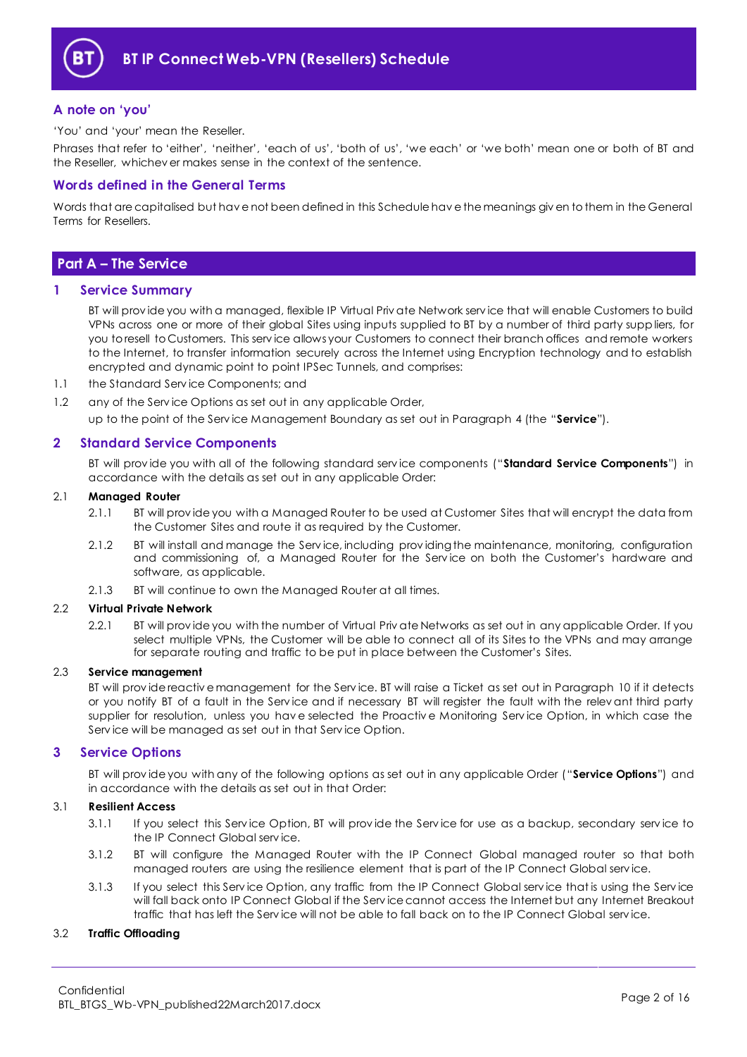# BT IP Connect Web-VPN (Resellers) Schedule

## A note on 'you'

'You' and 'your' mean the Reseller.

Phrases that refer to 'either', 'neither', 'each of us', 'both of us', 'we each' or 'we both' mean one or both of BT and the Reseller, whichever makes sense in the context of the sentence.

## Words defined in the General Terms

Words that are capitalised but have not been defined in this Schedule have the meanings given to them in the General Terms for Resellers.

## Part A – The Service

### 1 Service Summary

BT will provide you with a managed, flexible IP Virtual Private Network service that will enable Customers to build VPNs across one or more of their global Sites using inputs supplied to BT by a number of third party suppliers, for you to resell to Customers. This service allows your Customers to connect their branch offices and remote workers to the Internet, to transfer information securely across the Internet using Encryption technology and to establish encrypted and dynamic point to point IPSec Tunnels, and comprises:

1.1 the Standard Service Components; and

1.2 any of the Service Options as set out in any applicable Order,

up to the point of the Service Management Boundary as set out in Paragraph 4 (the "**Service**").

### 2 Standard Service Components

BT will provide you with all of the following standard service components ("**Standard Service Components**") in accordance with the details as set out in any applicable Order:

2.1 **Managed Router**

2.1.1 BT will provide you with a Managed Router to be used at Customer Sites that will encrypt the data from the Customer Sites and route it as required by the Customer.

2.1.2 BT will install and manage the Service, including providing the maintenance, monitoring, configuration and commissioning of, a Managed Router for the Service on both the Customer's hardware and software, as applicable.

2.1.3 BT will continue to own the Managed Router at all times.

2.2 **Virtual Private Network**

2.2.1 BT will provide you with the number of Virtual Private Networks as set out in any applicable Order. If you select multiple VPNs, the Customer will be able to connect all of its Sites to the VPNs and may arrange for separate routing and traffic to be put in place between the Customer's Sites.

2.3 **Service management**

BT will provide reactive management for the Service. BT will raise a Ticket as set out in Paragraph 10 if it detects or you notify BT of a fault in the Service and if necessary BT will register the fault with the relevant third party supplier for resolution, unless you have selected the Proactive Monitoring Service Option, in which case the Service will be managed as set out in that Service Option.

### 3 Service Options

BT will provide you with any of the following options as set out in any applicable Order ("**Service Options**") and in accordance with the details as set out in that Order:

3.1 **Resilient Access**

3.1.1 If you select this Service Option, BT will provide the Service for use as a backup, secondary service to the IP Connect Global service.

3.1.2 BT will configure the Managed Router with the IP Connect Global managed router so that both managed routers are using the resilience element that is part of the IP Connect Global service.

3.1.3 If you select this Service Option, any traffic from the IP Connect Global service that is using the Service will fall back onto IP Connect Global if the Service cannot access the Internet but any Internet Breakout traffic that has left the Service will not be able to fall back on to the IP Connect Global service.

3.2 **Traffic Offloading**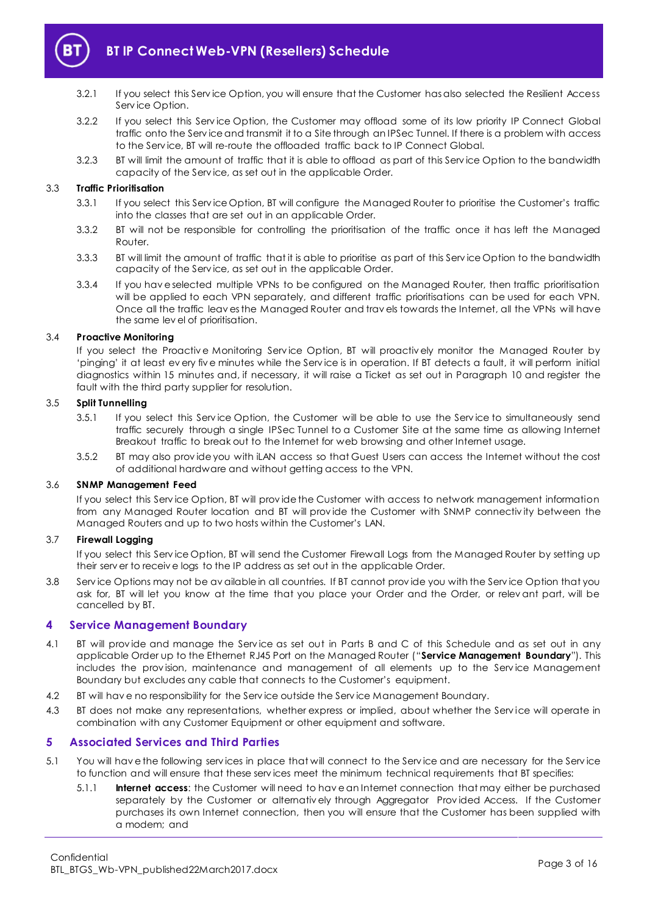3.2.1 If you select this Service Option, you will ensure that the Customer has also selected the Resilient Access Service Option.

3.2.2 If you select this Service Option, the Customer may offload some of its low priority IP Connect Global traffic onto the Service and transmit it to a Site through an IPSec Tunnel. If there is a problem with access to the Service, BT will re-route the offloaded traffic back to IP Connect Global.

3.2.3 BT will limit the amount of traffic that it is able to offload as part of this Service Option to the bandwidth capacity of the Service, as set out in the applicable Order.

3.3 **Traffic Prioritisation**

3.3.1 If you select this Service Option, BT will configure the Managed Router to prioritise the Customer's traffic into the classes that are set out in an applicable Order.

3.3.2 BT will not be responsible for controlling the prioritisation of the traffic once it has left the Managed Router.

3.3.3 BT will limit the amount of traffic that it is able to prioritise as part of this Service Option to the bandwidth capacity of the Service, as set out in the applicable Order.

3.3.4 If you have selected multiple VPNs to be configured on the Managed Router, then traffic prioritisation will be applied to each VPN separately, and different traffic prioritisations can be used for each VPN. Once all the traffic leaves the Managed Router and travels towards the Internet, all the VPNs will have the same level of prioritisation.

3.4 **Proactive Monitoring**

If you select the Proactive Monitoring Service Option, BT will proactively monitor the Managed Router by 'pinging' it at least every five minutes while the Service is in operation. If BT detects a fault, it will perform initial diagnostics within 15 minutes and, if necessary, it will raise a Ticket as set out in Paragraph 10 and register the fault with the third party supplier for resolution.

3.5 **Split Tunnelling**

3.5.1 If you select this Service Option, the Customer will be able to use the Service to simultaneously send traffic securely through a single IPSec Tunnel to a Customer Site at the same time as allowing Internet Breakout traffic to break out to the Internet for web browsing and other Internet usage.

3.5.2 BT may also provide you with iLAN access so that Guest Users can access the Internet without the cost of additional hardware and without getting access to the VPN.

3.6 **SNMP Management Feed**

If you select this Service Option, BT will provide the Customer with access to network management information from any Managed Router location and BT will provide the Customer with SNMP connectivity between the Managed Routers and up to two hosts within the Customer's LAN.

3.7 **Firewall Logging**

If you select this Service Option, BT will send the Customer Firewall Logs from the Managed Router by setting up their server to receive logs to the IP address as set out in the applicable Order.

3.8 Service Options may not be available in all countries. If BT cannot provide you with the Service Option that you ask for, BT will let you know at the time that you place your Order and the Order, or relevant part, will be cancelled by BT.

## 4 Service Management Boundary

4.1 BT will provide and manage the Service as set out in Parts B and C of this Schedule and as set out in any applicable Order up to the Ethernet RJ45 Port on the Managed Router ("**Service Management Boundary**"). This includes the provision, maintenance and management of all elements up to the Service Management Boundary but excludes any cable that connects to the Customer's equipment.

4.2 BT will have no responsibility for the Service outside the Service Management Boundary.

4.3 BT does not make any representations, whether express or implied, about whether the Service will operate in combination with any Customer Equipment or other equipment and software.

## 5 Associated Services and Third Parties

5.1 You will have the following services in place that will connect to the Service and are necessary for the Service to function and will ensure that these services meet the minimum technical requirements that BT specifies:

5.1.1 **Internet access**: the Customer will need to have an Internet connection that may either be purchased separately by the Customer or alternatively through Aggregator Provided Access. If the Customer purchases its own Internet connection, then you will ensure that the Customer has been supplied with a modem; and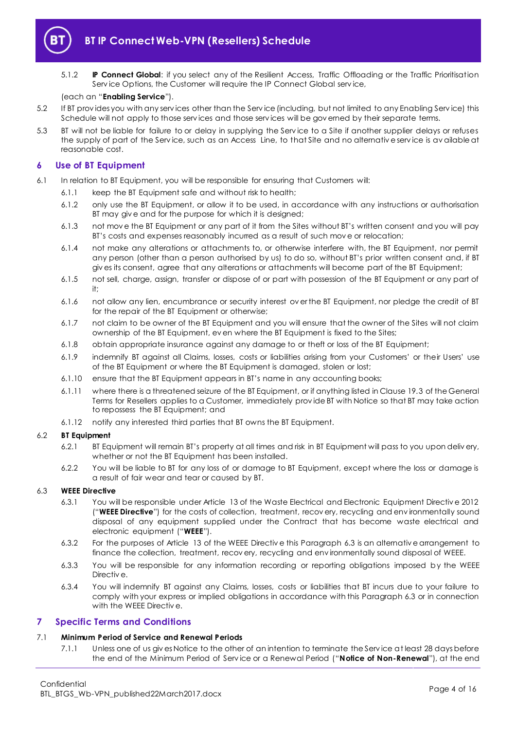5.1.2 **IP Connect Global**: if you select any of the Resilient Access, Traffic Offloading or the Traffic Prioritisation Service Options, the Customer will require the IP Connect Global service,

(each an "**Enabling Service**").

5.2 If BT provides you with any services other than the Service (including, but not limited to any Enabling Service) this Schedule will not apply to those services and those services will be governed by their separate terms.

5.3 BT will not be liable for failure to or delay in supplying the Service to a Site if another supplier delays or refuses the supply of part of the Service, such as an Access Line, to that Site and no alternative service is available at reasonable cost.

## 6 Use of BT Equipment

6.1 In relation to BT Equipment, you will be responsible for ensuring that Customers will:

6.1.1 keep the BT Equipment safe and without risk to health;

6.1.2 only use the BT Equipment, or allow it to be used, in accordance with any instructions or authorisation BT may give and for the purpose for which it is designed;

6.1.3 not move the BT Equipment or any part of it from the Sites without BT's written consent and you will pay BT's costs and expenses reasonably incurred as a result of such move or relocation;

6.1.4 not make any alterations or attachments to, or otherwise interfere with, the BT Equipment, nor permit any person (other than a person authorised by us) to do so, without BT's prior written consent and, if BT gives its consent, agree that any alterations or attachments will become part of the BT Equipment;

6.1.5 not sell, charge, assign, transfer or dispose of or part with possession of the BT Equipment or any part of it;

6.1.6 not allow any lien, encumbrance or security interest over the BT Equipment, nor pledge the credit of BT for the repair of the BT Equipment or otherwise;

6.1.7 not claim to be owner of the BT Equipment and you will ensure that the owner of the Sites will not claim ownership of the BT Equipment, even where the BT Equipment is fixed to the Sites;

6.1.8 obtain appropriate insurance against any damage to or theft or loss of the BT Equipment;

6.1.9 indemnify BT against all Claims, losses, costs or liabilities arising from your Customers' or their Users' use of the BT Equipment or where the BT Equipment is damaged, stolen or lost;

6.1.10 ensure that the BT Equipment appears in BT's name in any accounting books;

6.1.11 where there is a threatened seizure of the BT Equipment, or if anything listed in Clause 19.3 of the General Terms for Resellers applies to a Customer, immediately provide BT with Notice so that BT may take action to repossess the BT Equipment; and

6.1.12 notify any interested third parties that BT owns the BT Equipment.

6.2 **BT Equipment**

6.2.1 BT Equipment will remain BT's property at all times and risk in BT Equipment will pass to you upon delivery, whether or not the BT Equipment has been installed.

6.2.2 You will be liable to BT for any loss of or damage to BT Equipment, except where the loss or damage is a result of fair wear and tear or caused by BT.

6.3 **WEEE Directive**

6.3.1 You will be responsible under Article 13 of the Waste Electrical and Electronic Equipment Directive 2012 ("**WEEE Directive**") for the costs of collection, treatment, recovery, recycling and environmentally sound disposal of any equipment supplied under the Contract that has become waste electrical and electronic equipment ("**WEEE**").

6.3.2 For the purposes of Article 13 of the WEEE Directive this Paragraph 6.3 is an alternative arrangement to finance the collection, treatment, recovery, recycling and environmentally sound disposal of WEEE.

6.3.3 You will be responsible for any information recording or reporting obligations imposed by the WEEE Directive.

6.3.4 You will indemnify BT against any Claims, losses, costs or liabilities that BT incurs due to your failure to comply with your express or implied obligations in accordance with this Paragraph 6.3 or in connection with the WEEE Directive.

## 7 Specific Terms and Conditions

7.1 **Minimum Period of Service and Renewal Periods**

7.1.1 Unless one of us gives Notice to the other of an intention to terminate the Service at least 28 days before the end of the Minimum Period of Service or a Renewal Period ("**Notice of Non-Renewal**"), at the end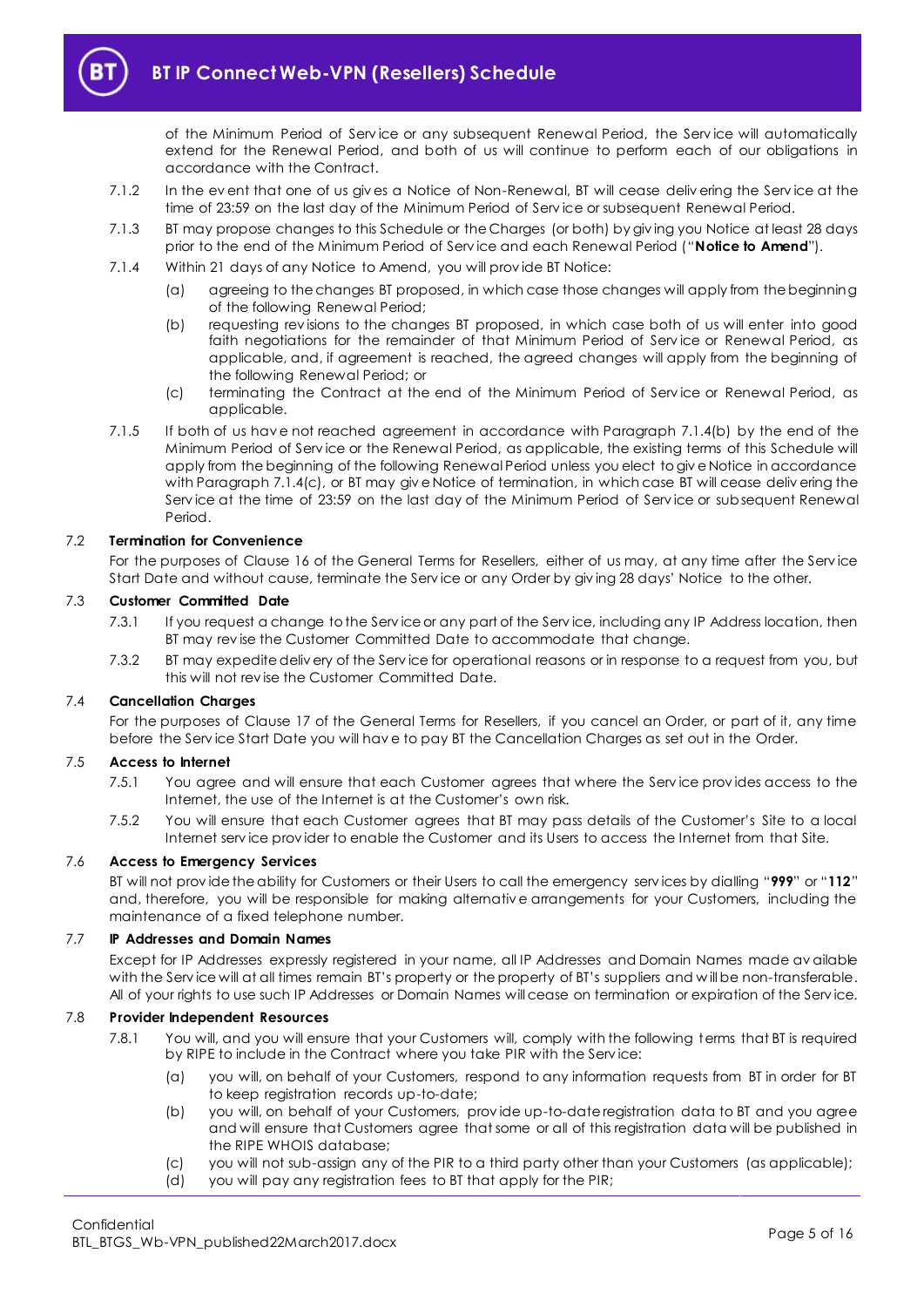of the Minimum Period of Service or any subsequent Renewal Period, the Service will automatically extend for the Renewal Period, and both of us will continue to perform each of our obligations in accordance with the Contract.

7.1.2 In the event that one of us gives a Notice of Non-Renewal, BT will cease delivering the Service at the time of 23:59 on the last day of the Minimum Period of Service or subsequent Renewal Period.

7.1.3 BT may propose changes to this Schedule or the Charges (or both) by giving you Notice at least 28 days prior to the end of the Minimum Period of Service and each Renewal Period ("**Notice to Amend**").

7.1.4 Within 21 days of any Notice to Amend, you will provide BT Notice:

(a) agreeing to the changes BT proposed, in which case those changes will apply from the beginning of the following Renewal Period;

(b) requesting revisions to the changes BT proposed, in which case both of us will enter into good faith negotiations for the remainder of that Minimum Period of Service or Renewal Period, as applicable, and, if agreement is reached, the agreed changes will apply from the beginning of the following Renewal Period; or

(c) terminating the Contract at the end of the Minimum Period of Service or Renewal Period, as applicable.

7.1.5 If both of us have not reached agreement in accordance with Paragraph 7.1.4(b) by the end of the Minimum Period of Service or the Renewal Period, as applicable, the existing terms of this Schedule will apply from the beginning of the following Renewal Period unless you elect to give Notice in accordance with Paragraph 7.1.4(c), or BT may give Notice of termination, in which case BT will cease delivering the Service at the time of 23:59 on the last day of the Minimum Period of Service or subsequent Renewal Period.

### 7.2 Termination for Convenience

For the purposes of Clause 16 of the General Terms for Resellers, either of us may, at any time after the Service Start Date and without cause, terminate the Service or any Order by giving 28 days' Notice to the other.

### 7.3 Customer Committed Date

7.3.1 If you request a change to the Service or any part of the Service, including any IP Address location, then BT may revise the Customer Committed Date to accommodate that change.

7.3.2 BT may expedite delivery of the Service for operational reasons or in response to a request from you, but this will not revise the Customer Committed Date.

### 7.4 Cancellation Charges

For the purposes of Clause 17 of the General Terms for Resellers, if you cancel an Order, or part of it, any time before the Service Start Date you will have to pay BT the Cancellation Charges as set out in the Order.

### 7.5 Access to Internet

7.5.1 You agree and will ensure that each Customer agrees that where the Service provides access to the Internet, the use of the Internet is at the Customer's own risk.

7.5.2 You will ensure that each Customer agrees that BT may pass details of the Customer's Site to a local Internet service provider to enable the Customer and its Users to access the Internet from that Site.

### 7.6 Access to Emergency Services

BT will not provide the ability for Customers or their Users to call the emergency services by dialling "**999**" or "**112**" and, therefore, you will be responsible for making alternative arrangements for your Customers, including the maintenance of a fixed telephone number.

### 7.7 IP Addresses and Domain Names

Except for IP Addresses expressly registered in your name, all IP Addresses and Domain Names made available with the Service will at all times remain BT's property or the property of BT's suppliers and will be non-transferable. All of your rights to use such IP Addresses or Domain Names will cease on termination or expiration of the Service.

### 7.8 Provider Independent Resources

7.8.1 You will, and you will ensure that your Customers will, comply with the following terms that BT is required by RIPE to include in the Contract where you take PIR with the Service:

(a) you will, on behalf of your Customers, respond to any information requests from BT in order for BT to keep registration records up-to-date;

(b) you will, on behalf of your Customers, provide up-to-date registration data to BT and you agree and will ensure that Customers agree that some or all of this registration data will be published in the RIPE WHOIS database;

(c) you will not sub-assign any of the PIR to a third party other than your Customers (as applicable);

(d) you will pay any registration fees to BT that apply for the PIR;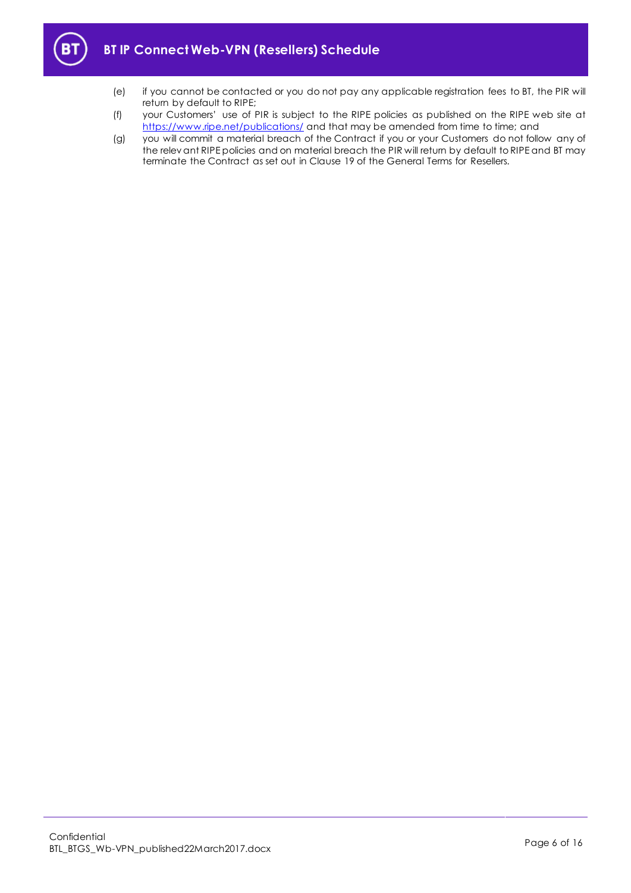(e) if you cannot be contacted or you do not pay any applicable registration fees to BT, the PIR will return by default to RIPE;

(f) your Customers' use of PIR is subject to the RIPE policies as published on the RIPE web site at [https://www.ripe.net/publications/](https://www.ripe.net/publications/) and that may be amended from time to time; and

(g) you will commit a material breach of the Contract if you or your Customers do not follow any of the relevant RIPE policies and on material breach the PIR will return by default to RIPE and BT may terminate the Contract as set out in Clause 19 of the General Terms for Resellers.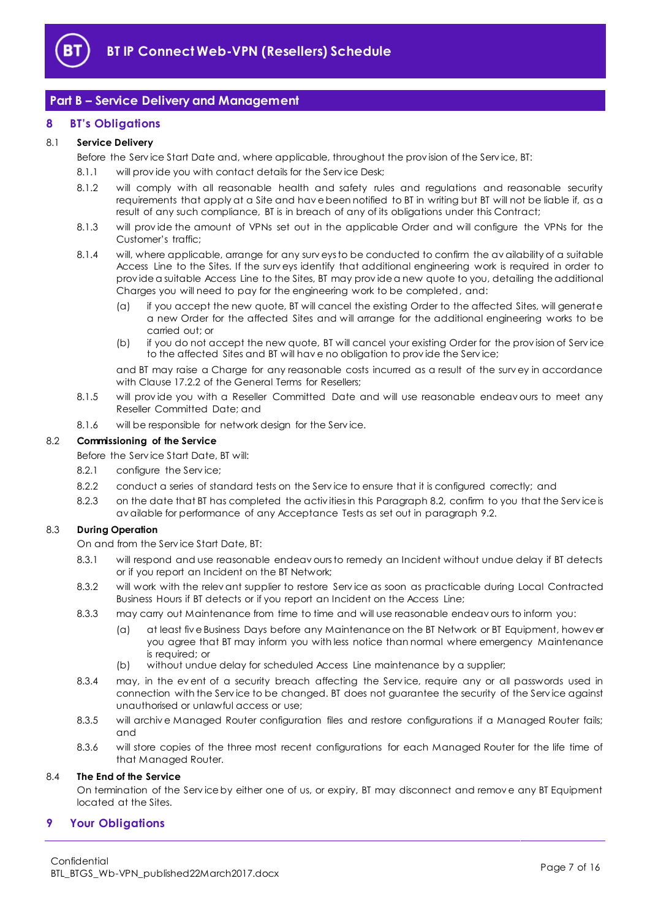## Part B – Service Delivery and Management

## 8 BT's Obligations

### 8.1 Service Delivery

Before the Service Start Date and, where applicable, throughout the provision of the Service, BT:

8.1.1 will provide you with contact details for the Service Desk;

8.1.2 will comply with all reasonable health and safety rules and regulations and reasonable security requirements that apply at a Site and have been notified to BT in writing but BT will not be liable if, as a result of any such compliance, BT is in breach of any of its obligations under this Contract;

8.1.3 will provide the amount of VPNs set out in the applicable Order and will configure the VPNs for the Customer's traffic;

8.1.4 will, where applicable, arrange for any surveys to be conducted to confirm the availability of a suitable Access Line to the Sites. If the surveys identify that additional engineering work is required in order to provide a suitable Access Line to the Sites, BT may provide a new quote to you, detailing the additional Charges you will need to pay for the engineering work to be completed, and:

(a) if you accept the new quote, BT will cancel the existing Order to the affected Sites, will generate a new Order for the affected Sites and will arrange for the additional engineering works to be carried out; or

(b) if you do not accept the new quote, BT will cancel your existing Order for the provision of Service to the affected Sites and BT will have no obligation to provide the Service;

and BT may raise a Charge for any reasonable costs incurred as a result of the survey in accordance with Clause 17.2.2 of the General Terms for Resellers;

8.1.5 will provide you with a Reseller Committed Date and will use reasonable endeavours to meet any Reseller Committed Date; and

8.1.6 will be responsible for network design for the Service.

### 8.2 Commissioning of the Service

Before the Service Start Date, BT will:

8.2.1 configure the Service;

8.2.2 conduct a series of standard tests on the Service to ensure that it is configured correctly; and

8.2.3 on the date that BT has completed the activities in this Paragraph 8.2, confirm to you that the Service is available for performance of any Acceptance Tests as set out in paragraph 9.2.

### 8.3 During Operation

On and from the Service Start Date, BT:

8.3.1 will respond and use reasonable endeavours to remedy an Incident without undue delay if BT detects or if you report an Incident on the BT Network;

8.3.2 will work with the relevant supplier to restore Service as soon as practicable during Local Contracted Business Hours if BT detects or if you report an Incident on the Access Line;

8.3.3 may carry out Maintenance from time to time and will use reasonable endeavours to inform you:

(a) at least five Business Days before any Maintenance on the BT Network or BT Equipment, however you agree that BT may inform you with less notice than normal where emergency Maintenance is required; or

(b) without undue delay for scheduled Access Line maintenance by a supplier;

8.3.4 may, in the event of a security breach affecting the Service, require any or all passwords used in connection with the Service to be changed. BT does not guarantee the security of the Service against unauthorised or unlawful access or use;

8.3.5 will archive Managed Router configuration files and restore configurations if a Managed Router fails; and

8.3.6 will store copies of the three most recent configurations for each Managed Router for the life time of that Managed Router.

### 8.4 The End of the Service

On termination of the Service by either one of us, or expiry, BT may disconnect and remove any BT Equipment located at the Sites.

## 9 Your Obligations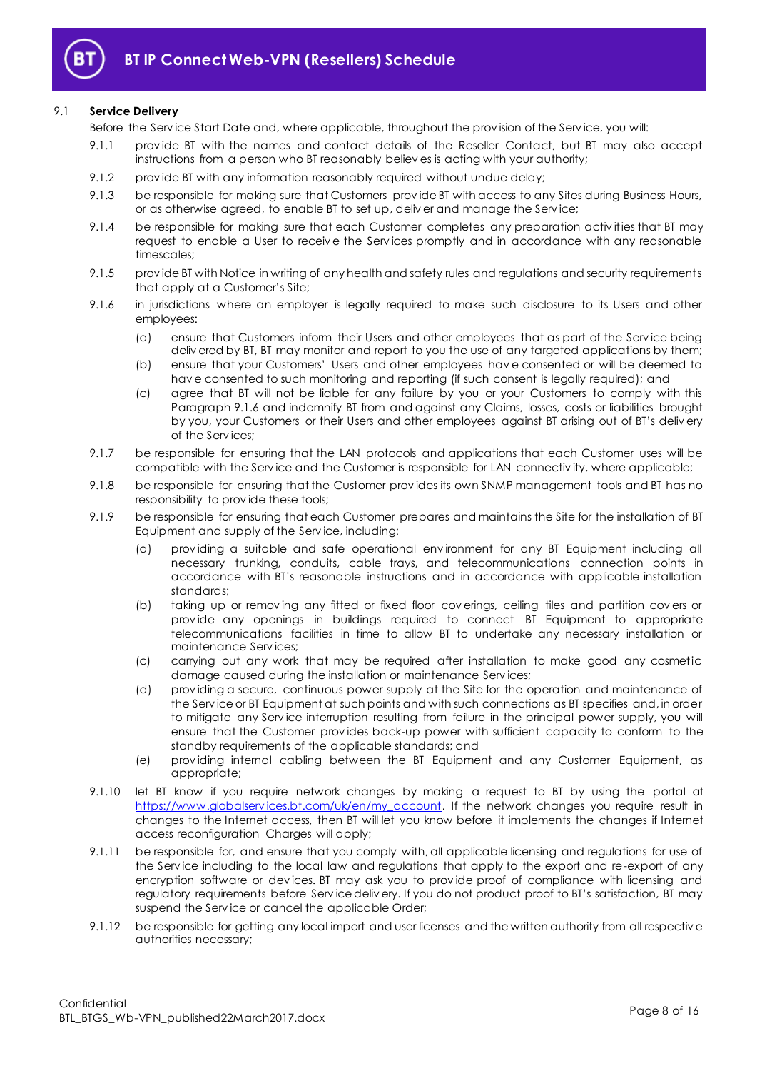9.1 **Service Delivery**

Before the Service Start Date and, where applicable, throughout the provision of the Service, you will:

9.1.1 provide BT with the names and contact details of the Reseller Contact, but BT may also accept instructions from a person who BT reasonably believes is acting with your authority;

9.1.2 provide BT with any information reasonably required without undue delay;

9.1.3 be responsible for making sure that Customers provide BT with access to any Sites during Business Hours, or as otherwise agreed, to enable BT to set up, deliver and manage the Service;

9.1.4 be responsible for making sure that each Customer completes any preparation activities that BT may request to enable a User to receive the Services promptly and in accordance with any reasonable timescales;

9.1.5 provide BT with Notice in writing of any health and safety rules and regulations and security requirements that apply at a Customer's Site;

9.1.6 in jurisdictions where an employer is legally required to make such disclosure to its Users and other employees:

(a) ensure that Customers inform their Users and other employees that as part of the Service being delivered by BT, BT may monitor and report to you the use of any targeted applications by them;

(b) ensure that your Customers' Users and other employees have consented or will be deemed to have consented to such monitoring and reporting (if such consent is legally required); and

(c) agree that BT will not be liable for any failure by you or your Customers to comply with this Paragraph 9.1.6 and indemnify BT from and against any Claims, losses, costs or liabilities brought by you, your Customers or their Users and other employees against BT arising out of BT's delivery of the Services;

9.1.7 be responsible for ensuring that the LAN protocols and applications that each Customer uses will be compatible with the Service and the Customer is responsible for LAN connectivity, where applicable;

9.1.8 be responsible for ensuring that the Customer provides its own SNMP management tools and BT has no responsibility to provide these tools;

9.1.9 be responsible for ensuring that each Customer prepares and maintains the Site for the installation of BT Equipment and supply of the Service, including:

(a) providing a suitable and safe operational environment for any BT Equipment including all necessary trunking, conduits, cable trays, and telecommunications connection points in accordance with BT's reasonable instructions and in accordance with applicable installation standards;

(b) taking up or removing any fitted or fixed floor coverings, ceiling tiles and partition covers or provide any openings in buildings required to connect BT Equipment to appropriate telecommunications facilities in time to allow BT to undertake any necessary installation or maintenance Services;

(c) carrying out any work that may be required after installation to make good any cosmetic damage caused during the installation or maintenance Services;

(d) providing a secure, continuous power supply at the Site for the operation and maintenance of the Service or BT Equipment at such points and with such connections as BT specifies and, in order to mitigate any Service interruption resulting from failure in the principal power supply, you will ensure that the Customer provides back-up power with sufficient capacity to conform to the standby requirements of the applicable standards; and

(e) providing internal cabling between the BT Equipment and any Customer Equipment, as appropriate;

9.1.10 let BT know if you require network changes by making a request to BT by using the portal at https://www.globalservices.bt.com/uk/en/my_account. If the network changes you require result in changes to the Internet access, then BT will let you know before it implements the changes if Internet access reconfiguration Charges will apply;

9.1.11 be responsible for, and ensure that you comply with, all applicable licensing and regulations for use of the Service including to the local law and regulations that apply to the export and re-export of any encryption software or devices. BT may ask you to provide proof of compliance with licensing and regulatory requirements before Service delivery. If you do not product proof to BT's satisfaction, BT may suspend the Service or cancel the applicable Order;

9.1.12 be responsible for getting any local import and user licenses and the written authority from all respective authorities necessary;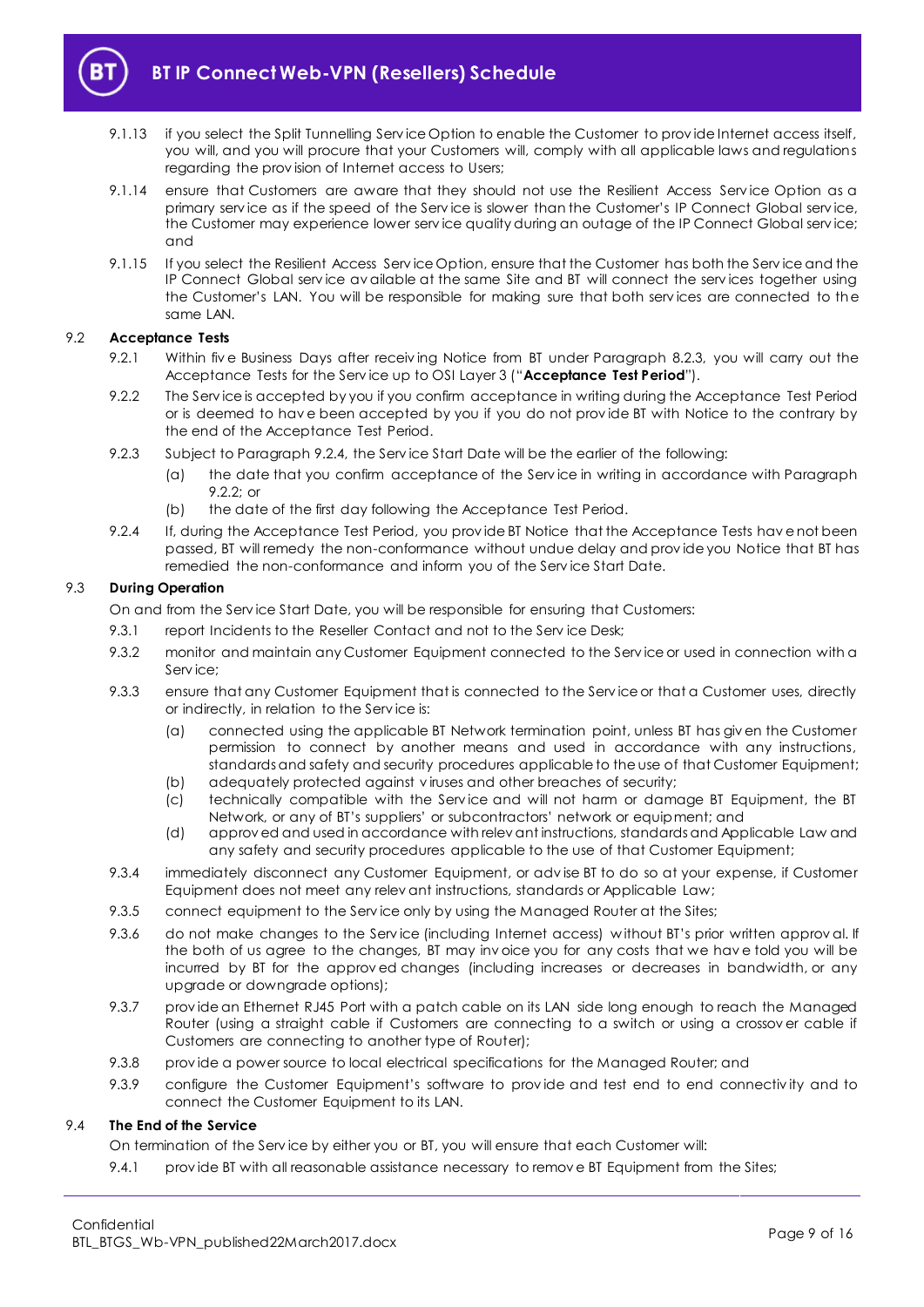9.1.13 if you select the Split Tunnelling Service Option to enable the Customer to provide Internet access itself, you will, and you will procure that your Customers will, comply with all applicable laws and regulations regarding the provision of Internet access to Users;

9.1.14 ensure that Customers are aware that they should not use the Resilient Access Service Option as a primary service as if the speed of the Service is slower than the Customer's IP Connect Global service, the Customer may experience lower service quality during an outage of the IP Connect Global service; and

9.1.15 If you select the Resilient Access Service Option, ensure that the Customer has both the Service and the IP Connect Global service available at the same Site and BT will connect the services together using the Customer's LAN. You will be responsible for making sure that both services are connected to the same LAN.

### 9.2 Acceptance Tests

9.2.1 Within five Business Days after receiving Notice from BT under Paragraph 8.2.3, you will carry out the Acceptance Tests for the Service up to OSI Layer 3 ("**Acceptance Test Period**").

9.2.2 The Service is accepted by you if you confirm acceptance in writing during the Acceptance Test Period or is deemed to have been accepted by you if you do not provide BT with Notice to the contrary by the end of the Acceptance Test Period.

9.2.3 Subject to Paragraph 9.2.4, the Service Start Date will be the earlier of the following:

(a) the date that you confirm acceptance of the Service in writing in accordance with Paragraph 9.2.2; or

(b) the date of the first day following the Acceptance Test Period.

9.2.4 If, during the Acceptance Test Period, you provide BT Notice that the Acceptance Tests have not been passed, BT will remedy the non-conformance without undue delay and provide you Notice that BT has remedied the non-conformance and inform you of the Service Start Date.

### 9.3 During Operation

On and from the Service Start Date, you will be responsible for ensuring that Customers:

9.3.1 report Incidents to the Reseller Contact and not to the Service Desk;

9.3.2 monitor and maintain any Customer Equipment connected to the Service or used in connection with a Service;

9.3.3 ensure that any Customer Equipment that is connected to the Service or that a Customer uses, directly or indirectly, in relation to the Service is:

(a) connected using the applicable BT Network termination point, unless BT has given the Customer permission to connect by another means and used in accordance with any instructions, standards and safety and security procedures applicable to the use of that Customer Equipment;

(b) adequately protected against viruses and other breaches of security;

(c) technically compatible with the Service and will not harm or damage BT Equipment, the BT Network, or any of BT's suppliers' or subcontractors' network or equipment; and

(d) approved and used in accordance with relevant instructions, standards and Applicable Law and any safety and security procedures applicable to the use of that Customer Equipment;

9.3.4 immediately disconnect any Customer Equipment, or advise BT to do so at your expense, if Customer Equipment does not meet any relevant instructions, standards or Applicable Law;

9.3.5 connect equipment to the Service only by using the Managed Router at the Sites;

9.3.6 do not make changes to the Service (including Internet access) without BT's prior written approval. If the both of us agree to the changes, BT may invoice you for any costs that we have told you will be incurred by BT for the approved changes (including increases or decreases in bandwidth, or any upgrade or downgrade options);

9.3.7 provide an Ethernet RJ45 Port with a patch cable on its LAN side long enough to reach the Managed Router (using a straight cable if Customers are connecting to a switch or using a crossover cable if Customers are connecting to another type of Router);

9.3.8 provide a power source to local electrical specifications for the Managed Router; and

9.3.9 configure the Customer Equipment's software to provide and test end to end connectivity and to connect the Customer Equipment to its LAN.

### 9.4 The End of the Service

On termination of the Service by either you or BT, you will ensure that each Customer will:

9.4.1 provide BT with all reasonable assistance necessary to remove BT Equipment from the Sites;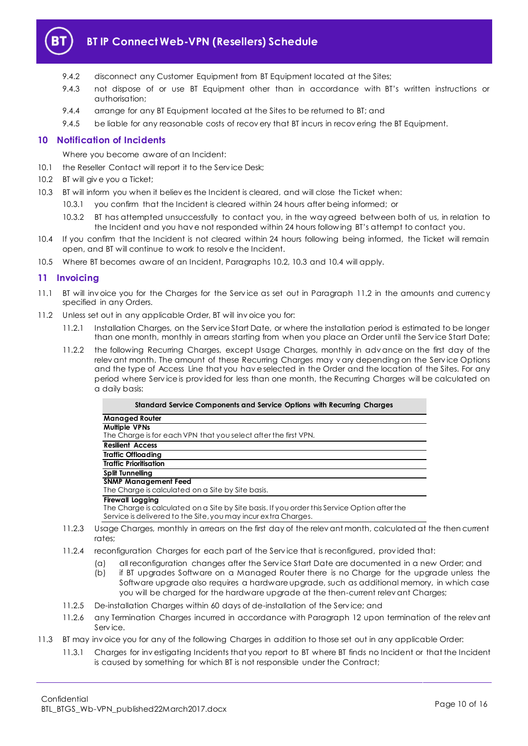9.4.2 disconnect any Customer Equipment from BT Equipment located at the Sites;

9.4.3 not dispose of or use BT Equipment other than in accordance with BT's written instructions or authorisation;

9.4.4 arrange for any BT Equipment located at the Sites to be returned to BT; and

9.4.5 be liable for any reasonable costs of recovery that BT incurs in recovering the BT Equipment.

## 10 Notification of Incidents

Where you become aware of an Incident:

10.1 the Reseller Contact will report it to the Service Desk;

10.2 BT will give you a Ticket;

10.3 BT will inform you when it believes the Incident is cleared, and will close the Ticket when:

10.3.1 you confirm that the Incident is cleared within 24 hours after being informed; or

10.3.2 BT has attempted unsuccessfully to contact you, in the way agreed between both of us, in relation to the Incident and you have not responded within 24 hours following BT's attempt to contact you.

10.4 If you confirm that the Incident is not cleared within 24 hours following being informed, the Ticket will remain open, and BT will continue to work to resolve the Incident.

10.5 Where BT becomes aware of an Incident, Paragraphs 10.2, 10.3 and 10.4 will apply.

## 11 Invoicing

11.1 BT will invoice you for the Charges for the Service as set out in Paragraph 11.2 in the amounts and currency specified in any Orders.

11.2 Unless set out in any applicable Order, BT will invoice you for:

11.2.1 Installation Charges, on the Service Start Date, or where the installation period is estimated to be longer than one month, monthly in arrears starting from when you place an Order until the Service Start Date;

11.2.2 the following Recurring Charges, except Usage Charges, monthly in advance on the first day of the relevant month. The amount of these Recurring Charges may vary depending on the Service Options and the type of Access Line that you have selected in the Order and the location of the Sites. For any period where Service is provided for less than one month, the Recurring Charges will be calculated on a daily basis:

| Standard Service Components and Service Options with Recurring Charges |
|---|
| **Managed Router** |
| **Multiple VPNs**<br>The Charge is for each VPN that you select after the first VPN. |
| **Resilient Access** |
| **Traffic Offloading** |
| **Traffic Prioritisation** |
| **Split Tunnelling** |
| **SNMP Management Feed**<br>The Charge is calculated on a Site by Site basis. |
| **Firewall Logging**<br>The Charge is calculated on a Site by Site basis. If you order this Service Option after the Service is delivered to the Site, you may incur extra Charges. |

11.2.3 Usage Charges, monthly in arrears on the first day of the relevant month, calculated at the then current rates;

11.2.4 reconfiguration Charges for each part of the Service that is reconfigured, provided that:

(a) all reconfiguration changes after the Service Start Date are documented in a new Order; and

(b) if BT upgrades Software on a Managed Router there is no Charge for the upgrade unless the Software upgrade also requires a hardware upgrade, such as additional memory, in which case you will be charged for the hardware upgrade at the then-current relevant Charges;

11.2.5 De-installation Charges within 60 days of de-installation of the Service; and

11.2.6 any Termination Charges incurred in accordance with Paragraph 12 upon termination of the relevant Service.

11.3 BT may invoice you for any of the following Charges in addition to those set out in any applicable Order:

11.3.1 Charges for investigating Incidents that you report to BT where BT finds no Incident or that the Incident is caused by something for which BT is not responsible under the Contract;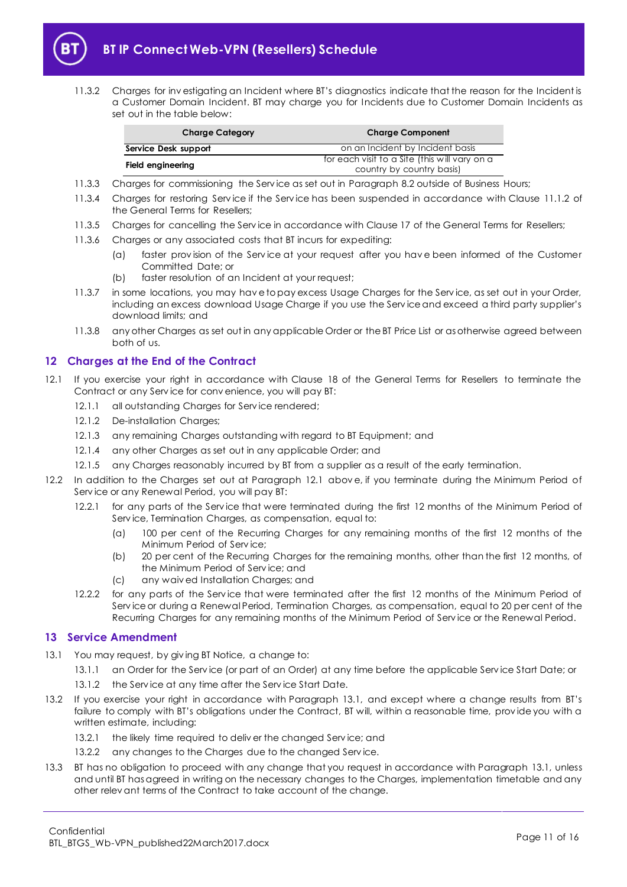11.3.2 Charges for investigating an Incident where BT's diagnostics indicate that the reason for the Incident is a Customer Domain Incident. BT may charge you for Incidents due to Customer Domain Incidents as set out in the table below:

| Charge Category | Charge Component |
|---|---|
| **Service Desk support** | on an Incident by Incident basis |
| **Field engineering** | for each visit to a Site (this will vary on a country by country basis) |

11.3.3 Charges for commissioning the Service as set out in Paragraph 8.2 outside of Business Hours;

11.3.4 Charges for restoring Service if the Service has been suspended in accordance with Clause 11.1.2 of the General Terms for Resellers;

11.3.5 Charges for cancelling the Service in accordance with Clause 17 of the General Terms for Resellers;

11.3.6 Charges or any associated costs that BT incurs for expediting:

(a) faster provision of the Service at your request after you have been informed of the Customer Committed Date; or

(b) faster resolution of an Incident at your request;

11.3.7 in some locations, you may have to pay excess Usage Charges for the Service, as set out in your Order, including an excess download Usage Charge if you use the Service and exceed a third party supplier's download limits; and

11.3.8 any other Charges as set out in any applicable Order or the BT Price List or as otherwise agreed between both of us.

## 12 Charges at the End of the Contract

12.1 If you exercise your right in accordance with Clause 18 of the General Terms for Resellers to terminate the Contract or any Service for convenience, you will pay BT:

12.1.1 all outstanding Charges for Service rendered;

12.1.2 De-installation Charges;

12.1.3 any remaining Charges outstanding with regard to BT Equipment; and

12.1.4 any other Charges as set out in any applicable Order; and

12.1.5 any Charges reasonably incurred by BT from a supplier as a result of the early termination.

12.2 In addition to the Charges set out at Paragraph 12.1 above, if you terminate during the Minimum Period of Service or any Renewal Period, you will pay BT:

12.2.1 for any parts of the Service that were terminated during the first 12 months of the Minimum Period of Service, Termination Charges, as compensation, equal to:

(a) 100 per cent of the Recurring Charges for any remaining months of the first 12 months of the Minimum Period of Service;

(b) 20 per cent of the Recurring Charges for the remaining months, other than the first 12 months, of the Minimum Period of Service; and

(c) any waived Installation Charges; and

12.2.2 for any parts of the Service that were terminated after the first 12 months of the Minimum Period of Service or during a Renewal Period, Termination Charges, as compensation, equal to 20 per cent of the Recurring Charges for any remaining months of the Minimum Period of Service or the Renewal Period.

## 13 Service Amendment

13.1 You may request, by giving BT Notice, a change to:

13.1.1 an Order for the Service (or part of an Order) at any time before the applicable Service Start Date; or

13.1.2 the Service at any time after the Service Start Date.

13.2 If you exercise your right in accordance with Paragraph 13.1, and except where a change results from BT's failure to comply with BT's obligations under the Contract, BT will, within a reasonable time, provide you with a written estimate, including:

13.2.1 the likely time required to deliver the changed Service; and

13.2.2 any changes to the Charges due to the changed Service.

13.3 BT has no obligation to proceed with any change that you request in accordance with Paragraph 13.1, unless and until BT has agreed in writing on the necessary changes to the Charges, implementation timetable and any other relevant terms of the Contract to take account of the change.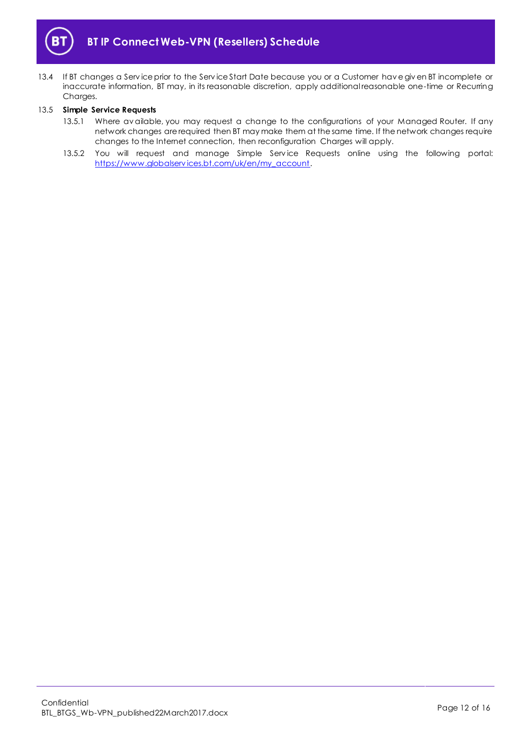13.4 If BT changes a Service prior to the Service Start Date because you or a Customer have given BT incomplete or inaccurate information, BT may, in its reasonable discretion, apply additional reasonable one-time or Recurring Charges.

13.5 **Simple Service Requests**

13.5.1 Where available, you may request a change to the configurations of your Managed Router. If any network changes are required then BT may make them at the same time. If the network changes require changes to the Internet connection, then reconfiguration Charges will apply.

13.5.2 You will request and manage Simple Service Requests online using the following portal: https://www.globalservices.bt.com/uk/en/my_account.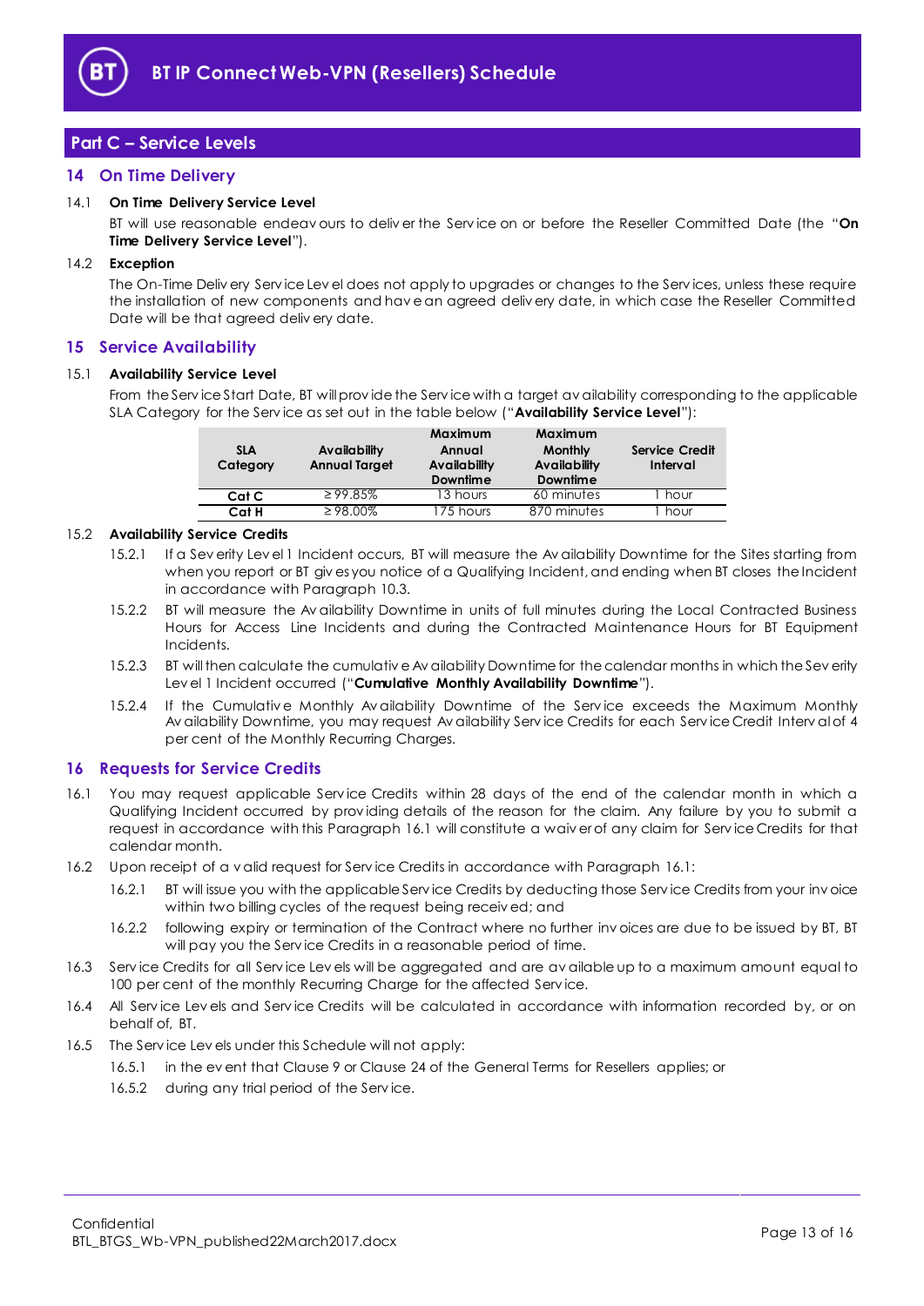## Part C – Service Levels

### 14 On Time Delivery

14.1 **On Time Delivery Service Level**

BT will use reasonable endeavours to deliver the Service on or before the Reseller Committed Date (the "**On Time Delivery Service Level**").

14.2 **Exception**

The On-Time Delivery Service Level does not apply to upgrades or changes to the Services, unless these require the installation of new components and have an agreed delivery date, in which case the Reseller Committed Date will be that agreed delivery date.

### 15 Service Availability

15.1 **Availability Service Level**

From the Service Start Date, BT will provide the Service with a target availability corresponding to the applicable SLA Category for the Service as set out in the table below ("**Availability Service Level**"):

| SLA Category | Availability Annual Target | Maximum Annual Availability Downtime | Maximum Monthly Availability Downtime | Service Credit Interval |
|---|---|---|---|---|
| **Cat C** | ≥ 99.85% | 13 hours | 60 minutes | 1 hour |
| **Cat H** | ≥ 98.00% | 175 hours | 870 minutes | 1 hour |

15.2 **Availability Service Credits**

15.2.1 If a Severity Level 1 Incident occurs, BT will measure the Availability Downtime for the Sites starting from when you report or BT gives you notice of a Qualifying Incident, and ending when BT closes the Incident in accordance with Paragraph 10.3.

15.2.2 BT will measure the Availability Downtime in units of full minutes during the Local Contracted Business Hours for Access Line Incidents and during the Contracted Maintenance Hours for BT Equipment Incidents.

15.2.3 BT will then calculate the cumulative Availability Downtime for the calendar months in which the Severity Level 1 Incident occurred ("**Cumulative Monthly Availability Downtime**").

15.2.4 If the Cumulative Monthly Availability Downtime of the Service exceeds the Maximum Monthly Availability Downtime, you may request Availability Service Credits for each Service Credit Interval of 4 per cent of the Monthly Recurring Charges.

### 16 Requests for Service Credits

16.1 You may request applicable Service Credits within 28 days of the end of the calendar month in which a Qualifying Incident occurred by providing details of the reason for the claim. Any failure by you to submit a request in accordance with this Paragraph 16.1 will constitute a waiver of any claim for Service Credits for that calendar month.

16.2 Upon receipt of a valid request for Service Credits in accordance with Paragraph 16.1:

16.2.1 BT will issue you with the applicable Service Credits by deducting those Service Credits from your invoice within two billing cycles of the request being received; and

16.2.2 following expiry or termination of the Contract where no further invoices are due to be issued by BT, BT will pay you the Service Credits in a reasonable period of time.

16.3 Service Credits for all Service Levels will be aggregated and are available up to a maximum amount equal to 100 per cent of the monthly Recurring Charge for the affected Service.

16.4 All Service Levels and Service Credits will be calculated in accordance with information recorded by, or on behalf of, BT.

16.5 The Service Levels under this Schedule will not apply:

16.5.1 in the event that Clause 9 or Clause 24 of the General Terms for Resellers applies; or

16.5.2 during any trial period of the Service.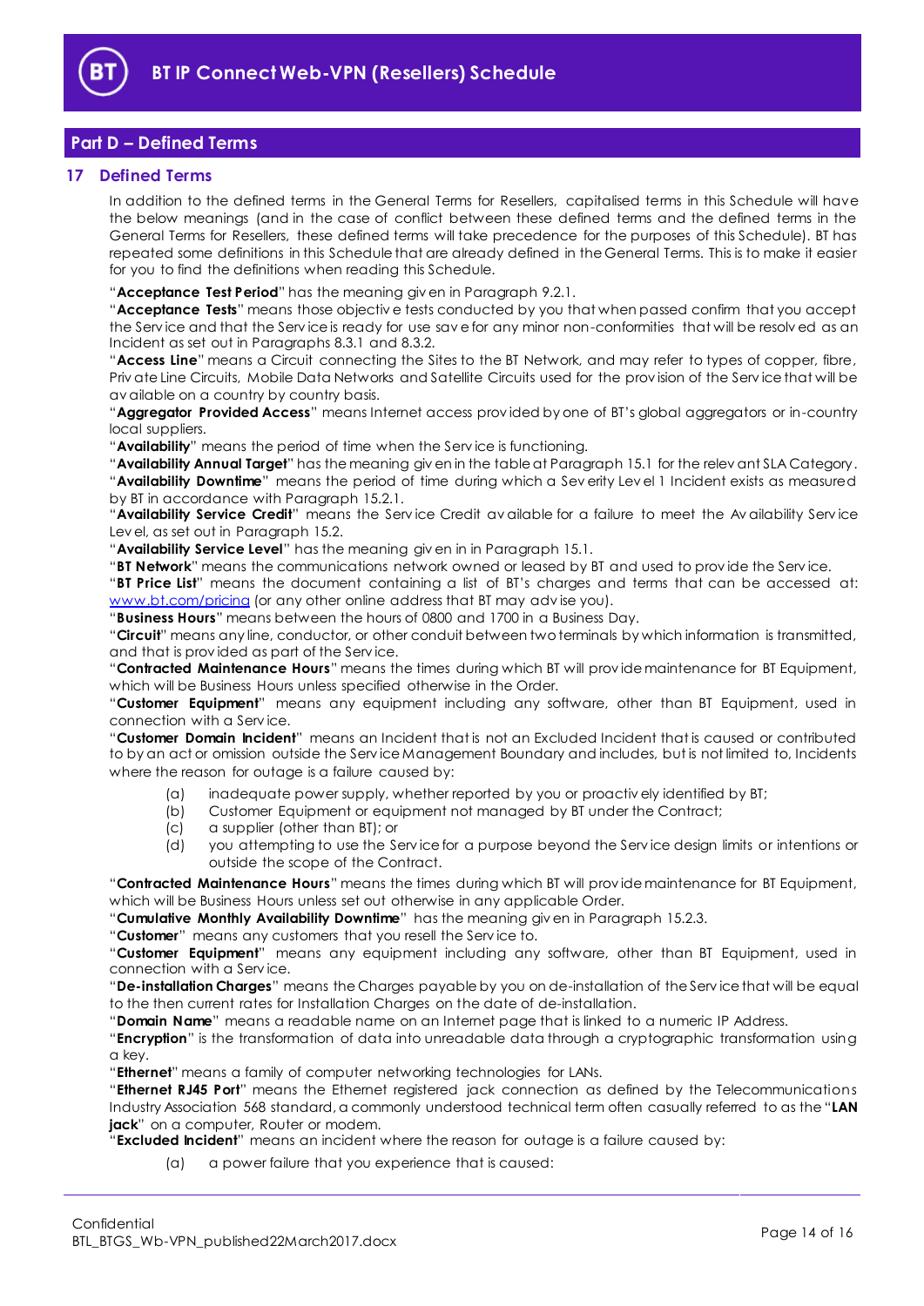## Part D – Defined Terms

### 17 Defined Terms

In addition to the defined terms in the General Terms for Resellers, capitalised terms in this Schedule will have the below meanings (and in the case of conflict between these defined terms and the defined terms in the General Terms for Resellers, these defined terms will take precedence for the purposes of this Schedule). BT has repeated some definitions in this Schedule that are already defined in the General Terms. This is to make it easier for you to find the definitions when reading this Schedule.

"**Acceptance Test Period**" has the meaning given in Paragraph 9.2.1.

"**Acceptance Tests**" means those objective tests conducted by you that when passed confirm that you accept the Service and that the Service is ready for use save for any minor non-conformities that will be resolved as an Incident as set out in Paragraphs 8.3.1 and 8.3.2.

"**Access Line**" means a Circuit connecting the Sites to the BT Network, and may refer to types of copper, fibre, Private Line Circuits, Mobile Data Networks and Satellite Circuits used for the provision of the Service that will be available on a country by country basis.

"**Aggregator Provided Access**" means Internet access provided by one of BT's global aggregators or in-country local suppliers.

"**Availability**" means the period of time when the Service is functioning.

"**Availability Annual Target**" has the meaning given in the table at Paragraph 15.1 for the relevant SLA Category.

"**Availability Downtime**" means the period of time during which a Severity Level 1 Incident exists as measured by BT in accordance with Paragraph 15.2.1.

"**Availability Service Credit**" means the Service Credit available for a failure to meet the Availability Service Level, as set out in Paragraph 15.2.

"**Availability Service Level**" has the meaning given in in Paragraph 15.1.

"**BT Network**" means the communications network owned or leased by BT and used to provide the Service.

"**BT Price List**" means the document containing a list of BT's charges and terms that can be accessed at: www.bt.com/pricing (or any other online address that BT may advise you).

"**Business Hours**" means between the hours of 0800 and 1700 in a Business Day.

"**Circuit**" means any line, conductor, or other conduit between two terminals by which information is transmitted, and that is provided as part of the Service.

"**Contracted Maintenance Hours**" means the times during which BT will provide maintenance for BT Equipment, which will be Business Hours unless specified otherwise in the Order.

"**Customer Equipment**" means any equipment including any software, other than BT Equipment, used in connection with a Service.

"**Customer Domain Incident**" means an Incident that is not an Excluded Incident that is caused or contributed to by an act or omission outside the Service Management Boundary and includes, but is not limited to, Incidents where the reason for outage is a failure caused by:

(a) inadequate power supply, whether reported by you or proactively identified by BT;
(b) Customer Equipment or equipment not managed by BT under the Contract;
(c) a supplier (other than BT); or
(d) you attempting to use the Service for a purpose beyond the Service design limits or intentions or outside the scope of the Contract.

"**Contracted Maintenance Hours**" means the times during which BT will provide maintenance for BT Equipment, which will be Business Hours unless set out otherwise in any applicable Order.

"**Cumulative Monthly Availability Downtime**" has the meaning given in Paragraph 15.2.3.

"**Customer**" means any customers that you resell the Service to.

"**Customer Equipment**" means any equipment including any software, other than BT Equipment, used in connection with a Service.

"**De-installation Charges**" means the Charges payable by you on de-installation of the Service that will be equal to the then current rates for Installation Charges on the date of de-installation.

"**Domain Name**" means a readable name on an Internet page that is linked to a numeric IP Address.

"**Encryption**" is the transformation of data into unreadable data through a cryptographic transformation using a key.

"**Ethernet**" means a family of computer networking technologies for LANs.

"**Ethernet RJ45 Port**" means the Ethernet registered jack connection as defined by the Telecommunications Industry Association 568 standard, a commonly understood technical term often casually referred to as the "**LAN jack**" on a computer, Router or modem.

"**Excluded Incident**" means an incident where the reason for outage is a failure caused by:

(a) a power failure that you experience that is caused: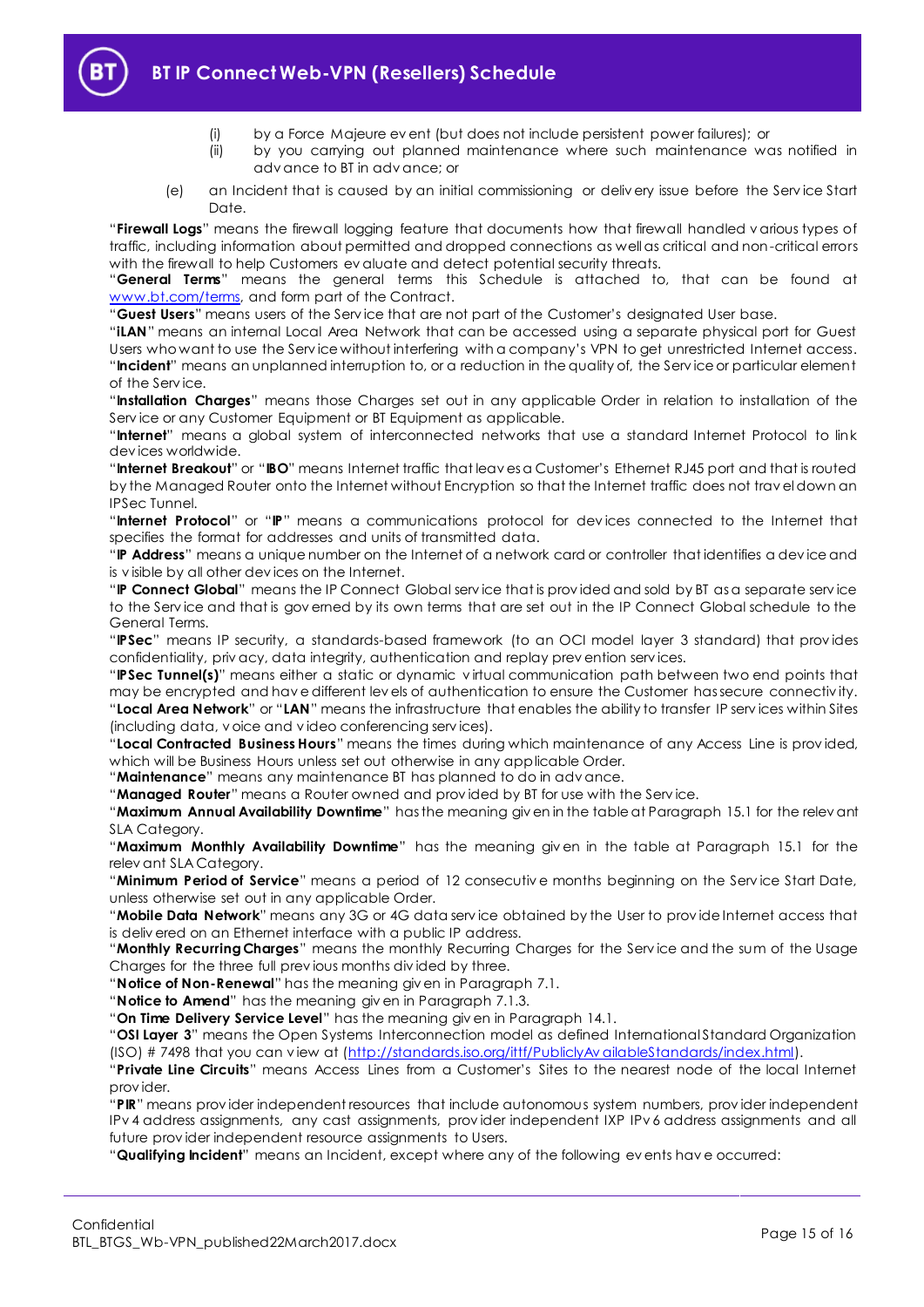(i) by a Force Majeure event (but does not include persistent power failures); or

(ii) by you carrying out planned maintenance where such maintenance was notified in advance to BT in advance; or

(e) an Incident that is caused by an initial commissioning or delivery issue before the Service Start Date.

"**Firewall Logs**" means the firewall logging feature that documents how that firewall handled various types of traffic, including information about permitted and dropped connections as well as critical and non-critical errors with the firewall to help Customers evaluate and detect potential security threats.

"**General Terms**" means the general terms this Schedule is attached to, that can be found at www.bt.com/terms, and form part of the Contract.

"**Guest Users**" means users of the Service that are not part of the Customer's designated User base.

"**iLAN**" means an internal Local Area Network that can be accessed using a separate physical port for Guest Users who want to use the Service without interfering with a company's VPN to get unrestricted Internet access.

"**Incident**" means an unplanned interruption to, or a reduction in the quality of, the Service or particular element of the Service.

"**Installation Charges**" means those Charges set out in any applicable Order in relation to installation of the Service or any Customer Equipment or BT Equipment as applicable.

"**Internet**" means a global system of interconnected networks that use a standard Internet Protocol to link devices worldwide.

"**Internet Breakout**" or "**IBO**" means Internet traffic that leaves a Customer's Ethernet RJ45 port and that is routed by the Managed Router onto the Internet without Encryption so that the Internet traffic does not travel down an IPSec Tunnel.

"**Internet Protocol**" or "**IP**" means a communications protocol for devices connected to the Internet that specifies the format for addresses and units of transmitted data.

"**IP Address**" means a unique number on the Internet of a network card or controller that identifies a device and is visible by all other devices on the Internet.

"**IP Connect Global**" means the IP Connect Global service that is provided and sold by BT as a separate service to the Service and that is governed by its own terms that are set out in the IP Connect Global schedule to the General Terms.

"**IPSec**" means IP security, a standards-based framework (to an OCI model layer 3 standard) that provides confidentiality, privacy, data integrity, authentication and replay prevention services.

"**IPSec Tunnel(s)**" means either a static or dynamic virtual communication path between two end points that may be encrypted and have different levels of authentication to ensure the Customer has secure connectivity.

"**Local Area Network**" or "**LAN**" means the infrastructure that enables the ability to transfer IP services within Sites (including data, voice and video conferencing services).

"**Local Contracted Business Hours**" means the times during which maintenance of any Access Line is provided, which will be Business Hours unless set out otherwise in any applicable Order.

"**Maintenance**" means any maintenance BT has planned to do in advance.

"**Managed Router**" means a Router owned and provided by BT for use with the Service.

"**Maximum Annual Availability Downtime**" has the meaning given in the table at Paragraph 15.1 for the relevant SLA Category.

"**Maximum Monthly Availability Downtime**" has the meaning given in the table at Paragraph 15.1 for the relevant SLA Category.

"**Minimum Period of Service**" means a period of 12 consecutive months beginning on the Service Start Date, unless otherwise set out in any applicable Order.

"**Mobile Data Network**" means any 3G or 4G data service obtained by the User to provide Internet access that is delivered on an Ethernet interface with a public IP address.

"**Monthly Recurring Charges**" means the monthly Recurring Charges for the Service and the sum of the Usage Charges for the three full previous months divided by three.

"**Notice of Non-Renewal**" has the meaning given in Paragraph 7.1.

"**Notice to Amend**" has the meaning given in Paragraph 7.1.3.

"**On Time Delivery Service Level**" has the meaning given in Paragraph 14.1.

"**OSI Layer 3**" means the Open Systems Interconnection model as defined International Standard Organization (ISO) # 7498 that you can view at (http://standards.iso.org/ittf/PubliclyAvailableStandards/index.html).

"**Private Line Circuits**" means Access Lines from a Customer's Sites to the nearest node of the local Internet provider.

"**PIR**" means provider independent resources that include autonomous system numbers, provider independent IPv4 address assignments, any cast assignments, provider independent IXP IPv6 address assignments and all future provider independent resource assignments to Users.

"**Qualifying Incident**" means an Incident, except where any of the following events have occurred: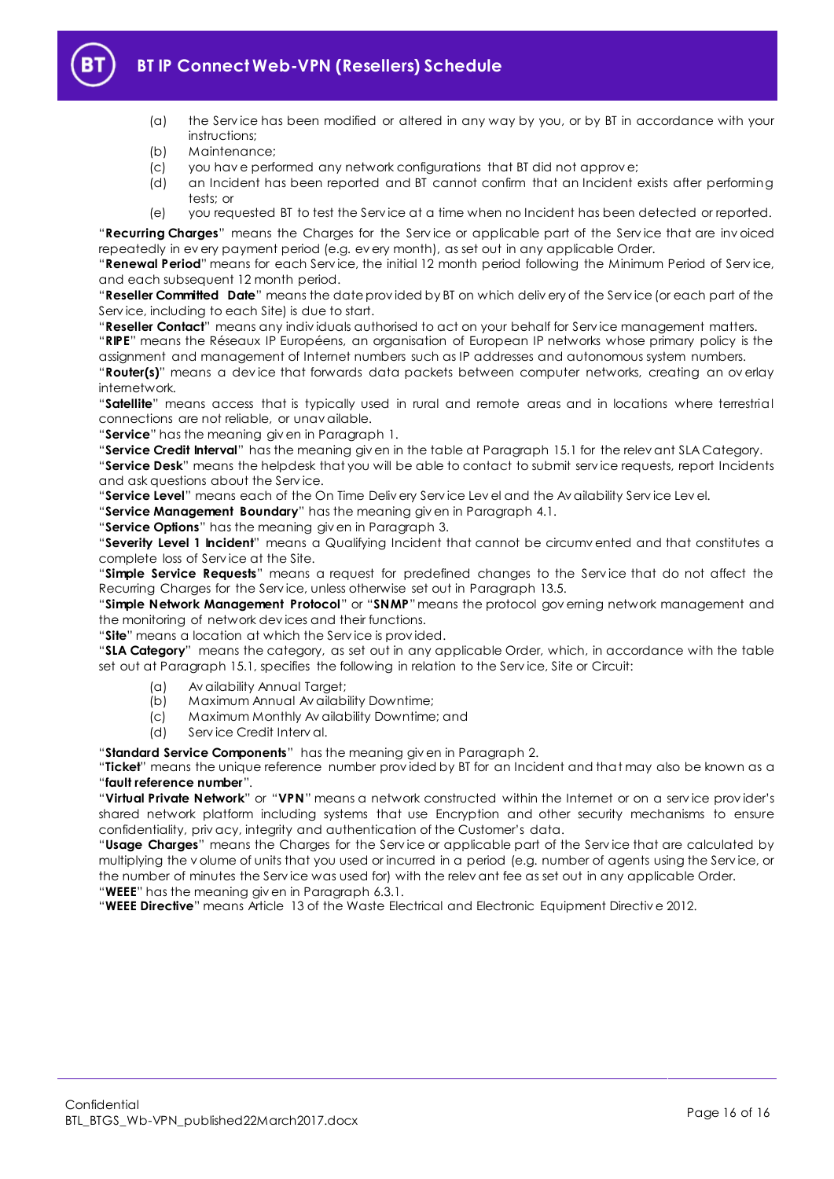(a) the Service has been modified or altered in any way by you, or by BT in accordance with your instructions;
(b) Maintenance;
(c) you have performed any network configurations that BT did not approve;
(d) an Incident has been reported and BT cannot confirm that an Incident exists after performing tests; or
(e) you requested BT to test the Service at a time when no Incident has been detected or reported.

"**Recurring Charges**" means the Charges for the Service or applicable part of the Service that are invoiced repeatedly in every payment period (e.g. every month), as set out in any applicable Order.

"**Renewal Period**" means for each Service, the initial 12 month period following the Minimum Period of Service, and each subsequent 12 month period.

"**Reseller Committed Date**" means the date provided by BT on which delivery of the Service (or each part of the Service, including to each Site) is due to start.

"**Reseller Contact**" means any individuals authorised to act on your behalf for Service management matters.

"**RIPE**" means the Réseaux IP Européens, an organisation of European IP networks whose primary policy is the assignment and management of Internet numbers such as IP addresses and autonomous system numbers.

"**Router(s)**" means a device that forwards data packets between computer networks, creating an overlay internetwork.

"**Satellite**" means access that is typically used in rural and remote areas and in locations where terrestrial connections are not reliable, or unavailable.

"**Service**" has the meaning given in Paragraph 1.

"**Service Credit Interval**" has the meaning given in the table at Paragraph 15.1 for the relevant SLA Category.

"**Service Desk**" means the helpdesk that you will be able to contact to submit service requests, report Incidents and ask questions about the Service.

"**Service Level**" means each of the On Time Delivery Service Level and the Availability Service Level.

"**Service Management Boundary**" has the meaning given in Paragraph 4.1.

"**Service Options**" has the meaning given in Paragraph 3.

"**Severity Level 1 Incident**" means a Qualifying Incident that cannot be circumvented and that constitutes a complete loss of Service at the Site.

"**Simple Service Requests**" means a request for predefined changes to the Service that do not affect the Recurring Charges for the Service, unless otherwise set out in Paragraph 13.5.

"**Simple Network Management Protocol**" or "**SNMP**" means the protocol governing network management and the monitoring of network devices and their functions.

"**Site**" means a location at which the Service is provided.

"**SLA Category**" means the category, as set out in any applicable Order, which, in accordance with the table set out at Paragraph 15.1, specifies the following in relation to the Service, Site or Circuit:

(a) Availability Annual Target;
(b) Maximum Annual Availability Downtime;
(c) Maximum Monthly Availability Downtime; and
(d) Service Credit Interval.

"**Standard Service Components**" has the meaning given in Paragraph 2.

"**Ticket**" means the unique reference number provided by BT for an Incident and that may also be known as a "**fault reference number**".

"**Virtual Private Network**" or "**VPN**" means a network constructed within the Internet or on a service provider's shared network platform including systems that use Encryption and other security mechanisms to ensure confidentiality, privacy, integrity and authentication of the Customer's data.

"**Usage Charges**" means the Charges for the Service or applicable part of the Service that are calculated by multiplying the volume of units that you used or incurred in a period (e.g. number of agents using the Service, or the number of minutes the Service was used for) with the relevant fee as set out in any applicable Order.

"**WEEE**" has the meaning given in Paragraph 6.3.1.

"**WEEE Directive**" means Article 13 of the Waste Electrical and Electronic Equipment Directive 2012.